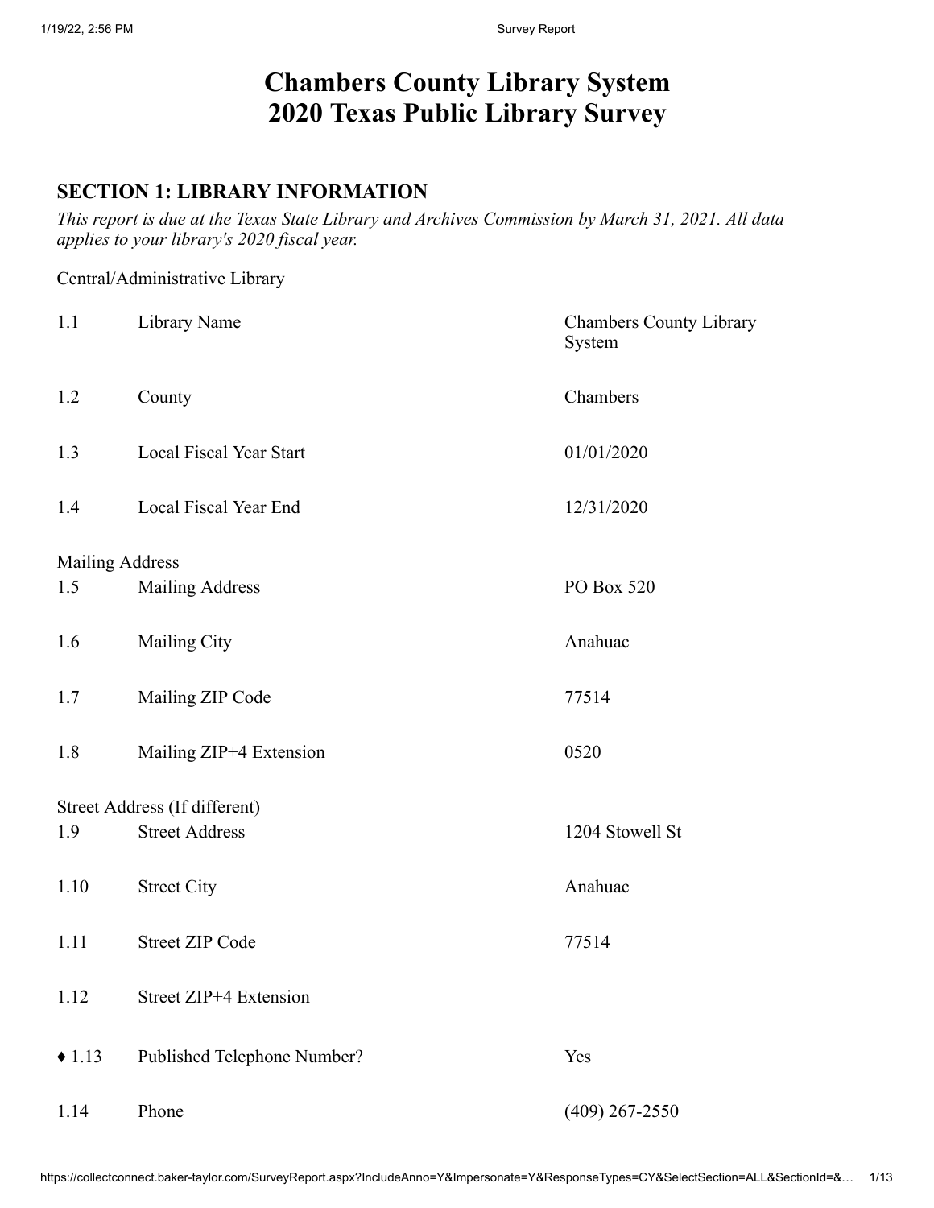# Chambers County Library System
# 2020 Texas Public Library Survey

## SECTION 1: LIBRARY INFORMATION

*This report is due at the Texas State Library and Archives Commission by March 31, 2021. All data applies to your library's 2020 fiscal year.*

Central/Administrative Library

| | | |
|---|---|---|
| 1.1 | Library Name | Chambers County Library System |
| 1.2 | County | Chambers |
| 1.3 | Local Fiscal Year Start | 01/01/2020 |
| 1.4 | Local Fiscal Year End | 12/31/2020 |

Mailing Address

| | | |
|---|---|---|
| 1.5 | Mailing Address | PO Box 520 |
| 1.6 | Mailing City | Anahuac |
| 1.7 | Mailing ZIP Code | 77514 |
| 1.8 | Mailing ZIP+4 Extension | 0520 |

Street Address (If different)

| | | |
|---|---|---|
| 1.9 | Street Address | 1204 Stowell St |
| 1.10 | Street City | Anahuac |
| 1.11 | Street ZIP Code | 77514 |
| 1.12 | Street ZIP+4 Extension | |
| ♦ 1.13 | Published Telephone Number? | Yes |
| 1.14 | Phone | (409) 267-2550 |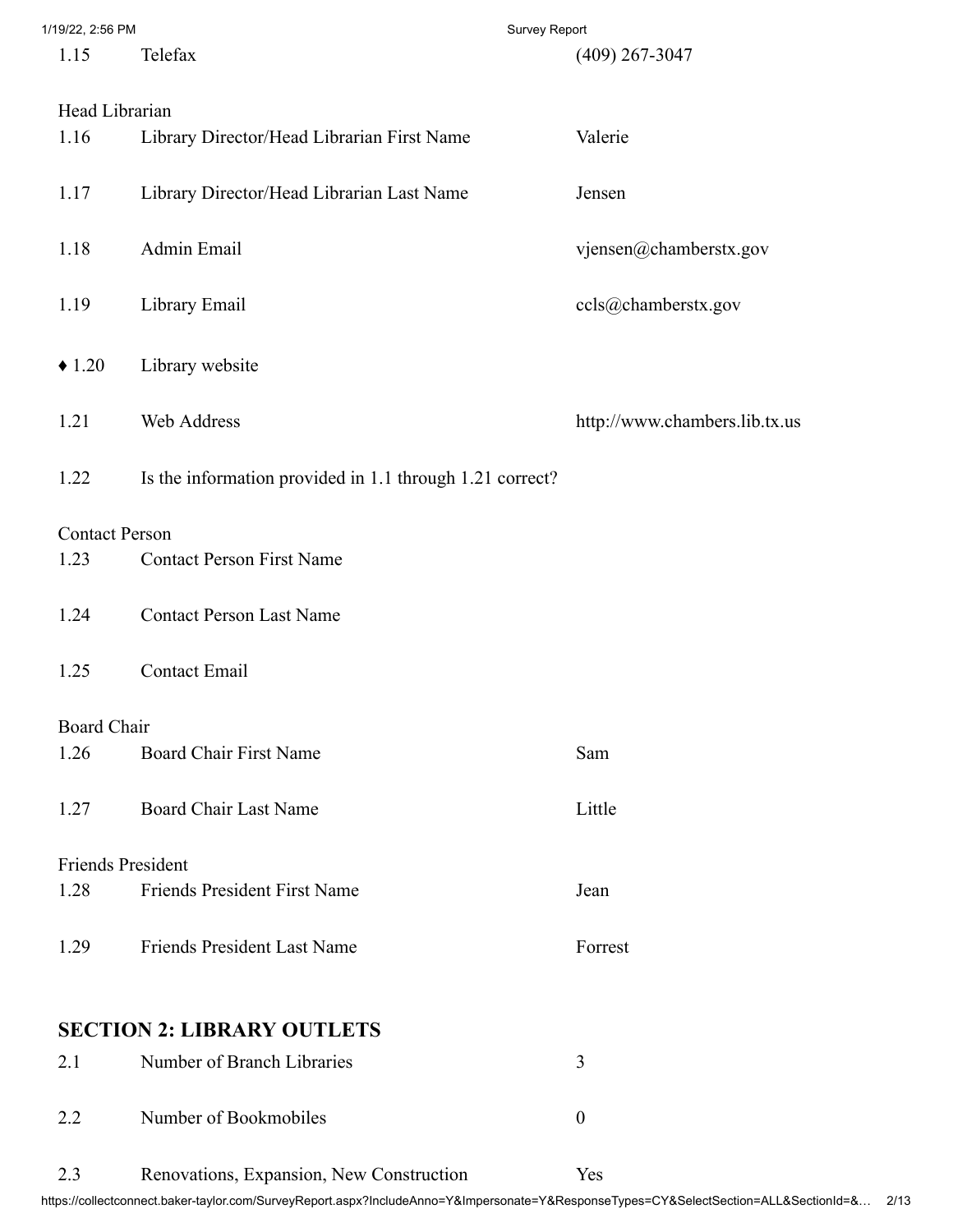| | | |
|---|---|---|
| 1.15 | Telefax | (409) 267-3047 |

Head Librarian

| | | |
|---|---|---|
| 1.16 | Library Director/Head Librarian First Name | Valerie |
| 1.17 | Library Director/Head Librarian Last Name | Jensen |
| 1.18 | Admin Email | vjensen@chamberstx.gov |
| 1.19 | Library Email | ccls@chamberstx.gov |
| ♦ 1.20 | Library website | |
| 1.21 | Web Address | http://www.chambers.lib.tx.us |
| 1.22 | Is the information provided in 1.1 through 1.21 correct? | |

Contact Person

| | | |
|---|---|---|
| 1.23 | Contact Person First Name | |
| 1.24 | Contact Person Last Name | |
| 1.25 | Contact Email | |

Board Chair

| | | |
|---|---|---|
| 1.26 | Board Chair First Name | Sam |
| 1.27 | Board Chair Last Name | Little |

Friends President

| | | |
|---|---|---|
| 1.28 | Friends President First Name | Jean |
| 1.29 | Friends President Last Name | Forrest |

## SECTION 2: LIBRARY OUTLETS

| | | |
|---|---|---|
| 2.1 | Number of Branch Libraries | 3 |
| 2.2 | Number of Bookmobiles | 0 |
| 2.3 | Renovations, Expansion, New Construction | Yes |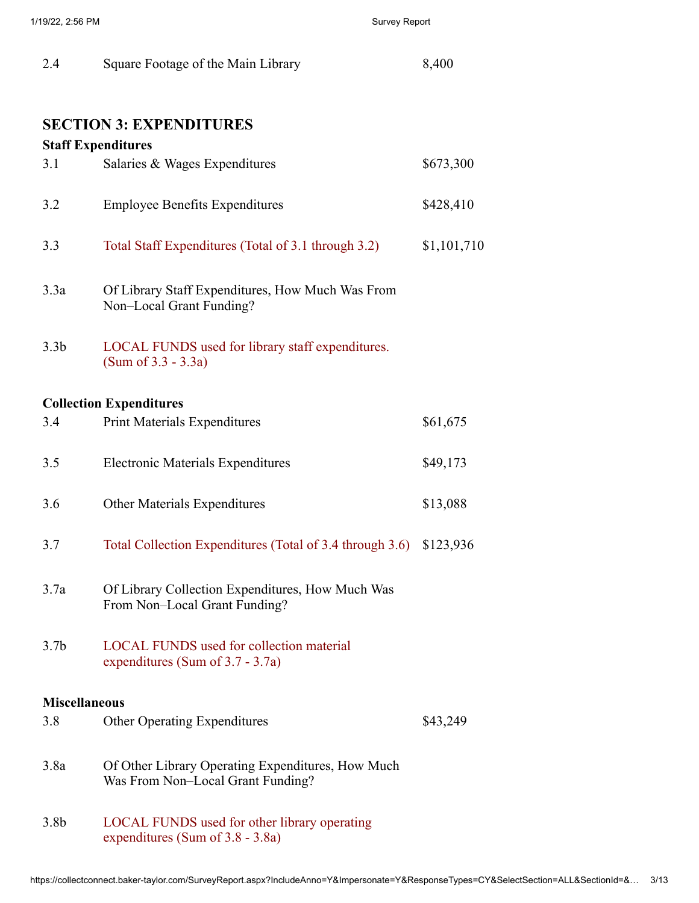| | | |
|---|---|---|
| 2.4 | Square Footage of the Main Library | 8,400 |

## SECTION 3: EXPENDITURES

**Staff Expenditures**

| | | |
|---|---|---|
| 3.1 | Salaries & Wages Expenditures | $673,300 |
| 3.2 | Employee Benefits Expenditures | $428,410 |
| 3.3 | Total Staff Expenditures (Total of 3.1 through 3.2) | $1,101,710 |
| 3.3a | Of Library Staff Expenditures, How Much Was From Non–Local Grant Funding? | |
| 3.3b | LOCAL FUNDS used for library staff expenditures. (Sum of 3.3 - 3.3a) | |

**Collection Expenditures**

| | | |
|---|---|---|
| 3.4 | Print Materials Expenditures | $61,675 |
| 3.5 | Electronic Materials Expenditures | $49,173 |
| 3.6 | Other Materials Expenditures | $13,088 |
| 3.7 | Total Collection Expenditures (Total of 3.4 through 3.6) | $123,936 |
| 3.7a | Of Library Collection Expenditures, How Much Was From Non–Local Grant Funding? | |
| 3.7b | LOCAL FUNDS used for collection material expenditures (Sum of 3.7 - 3.7a) | |

**Miscellaneous**

| | | |
|---|---|---|
| 3.8 | Other Operating Expenditures | $43,249 |
| 3.8a | Of Other Library Operating Expenditures, How Much Was From Non–Local Grant Funding? | |
| 3.8b | LOCAL FUNDS used for other library operating expenditures (Sum of 3.8 - 3.8a) | |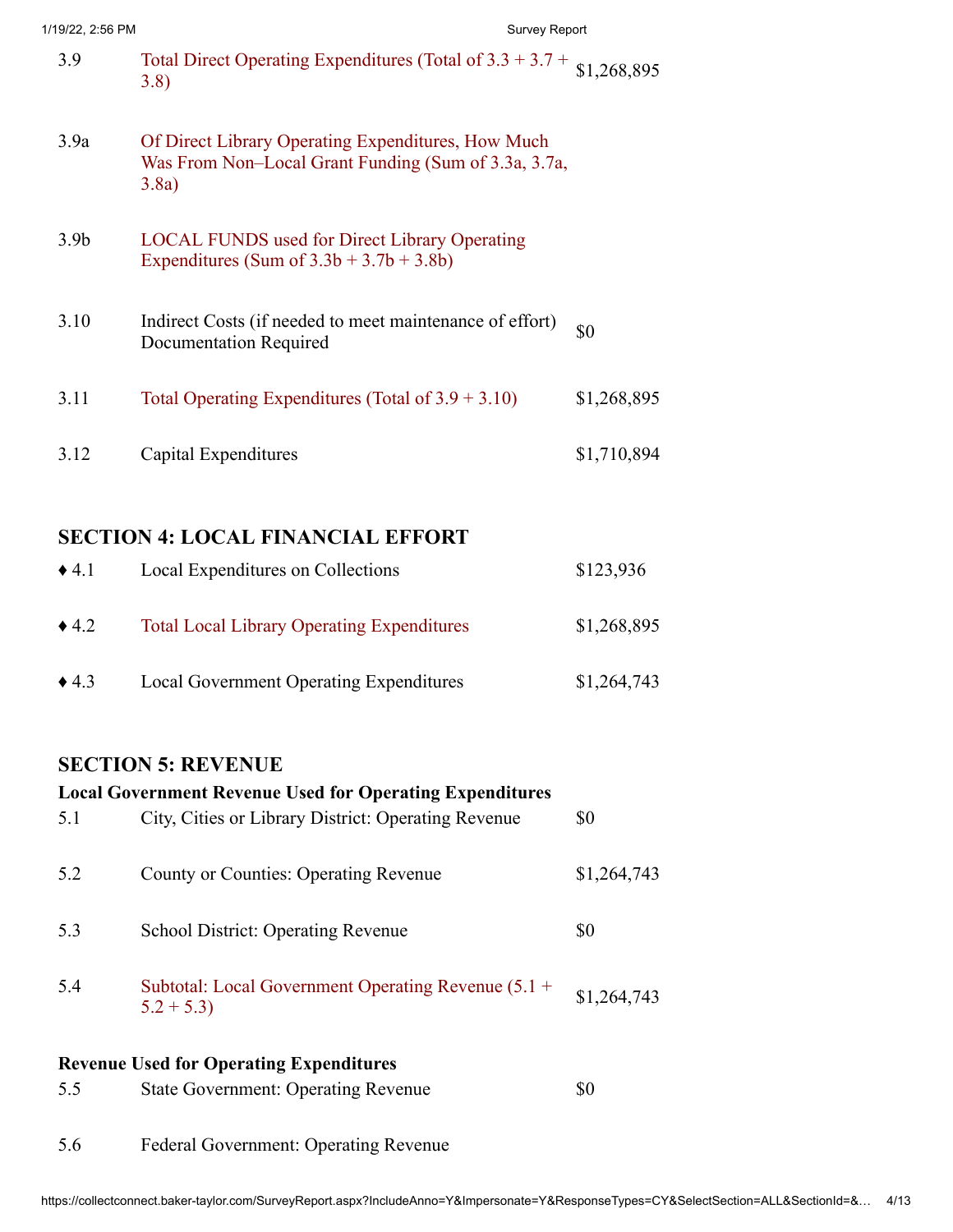| | | |
|---|---|---|
| 3.9 | Total Direct Operating Expenditures (Total of 3.3 + 3.7 + 3.8) | $1,268,895 |
| 3.9a | Of Direct Library Operating Expenditures, How Much Was From Non–Local Grant Funding (Sum of 3.3a, 3.7a, 3.8a) | |
| 3.9b | LOCAL FUNDS used for Direct Library Operating Expenditures (Sum of 3.3b + 3.7b + 3.8b) | |
| 3.10 | Indirect Costs (if needed to meet maintenance of effort) Documentation Required | $0 |
| 3.11 | Total Operating Expenditures (Total of 3.9 + 3.10) | $1,268,895 |
| 3.12 | Capital Expenditures | $1,710,894 |

## SECTION 4: LOCAL FINANCIAL EFFORT

| | | |
|---|---|---|
| ♦ 4.1 | Local Expenditures on Collections | $123,936 |
| ♦ 4.2 | Total Local Library Operating Expenditures | $1,268,895 |
| ♦ 4.3 | Local Government Operating Expenditures | $1,264,743 |

## SECTION 5: REVENUE

**Local Government Revenue Used for Operating Expenditures**

| | | |
|---|---|---|
| 5.1 | City, Cities or Library District: Operating Revenue | $0 |
| 5.2 | County or Counties: Operating Revenue | $1,264,743 |
| 5.3 | School District: Operating Revenue | $0 |
| 5.4 | Subtotal: Local Government Operating Revenue (5.1 + 5.2 + 5.3) | $1,264,743 |

**Revenue Used for Operating Expenditures**

| | | |
|---|---|---|
| 5.5 | State Government: Operating Revenue | $0 |
| 5.6 | Federal Government: Operating Revenue | |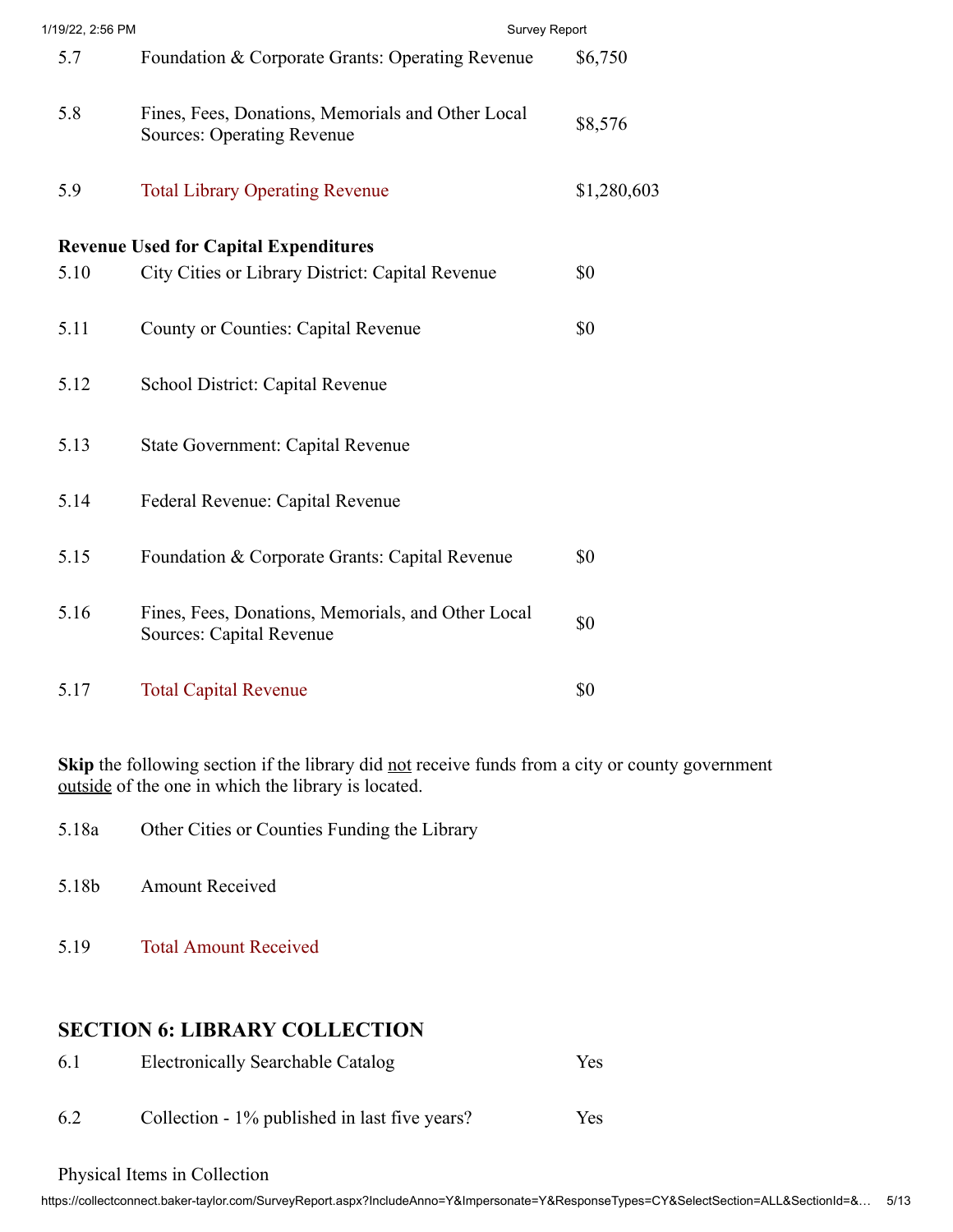| | | |
|---|---|---|
| 5.7 | Foundation & Corporate Grants: Operating Revenue | $6,750 |
| 5.8 | Fines, Fees, Donations, Memorials and Other Local Sources: Operating Revenue | $8,576 |
| 5.9 | Total Library Operating Revenue | $1,280,603 |

**Revenue Used for Capital Expenditures**

| | | |
|---|---|---|
| 5.10 | City Cities or Library District: Capital Revenue | $0 |
| 5.11 | County or Counties: Capital Revenue | $0 |
| 5.12 | School District: Capital Revenue | |
| 5.13 | State Government: Capital Revenue | |
| 5.14 | Federal Revenue: Capital Revenue | |
| 5.15 | Foundation & Corporate Grants: Capital Revenue | $0 |
| 5.16 | Fines, Fees, Donations, Memorials, and Other Local Sources: Capital Revenue | $0 |
| 5.17 | Total Capital Revenue | $0 |

**Skip** the following section if the library did not receive funds from a city or county government outside of the one in which the library is located.

| | | |
|---|---|---|
| 5.18a | Other Cities or Counties Funding the Library | |
| 5.18b | Amount Received | |
| 5.19 | Total Amount Received | |

## SECTION 6: LIBRARY COLLECTION

| | | |
|---|---|---|
| 6.1 | Electronically Searchable Catalog | Yes |
| 6.2 | Collection - 1% published in last five years? | Yes |

Physical Items in Collection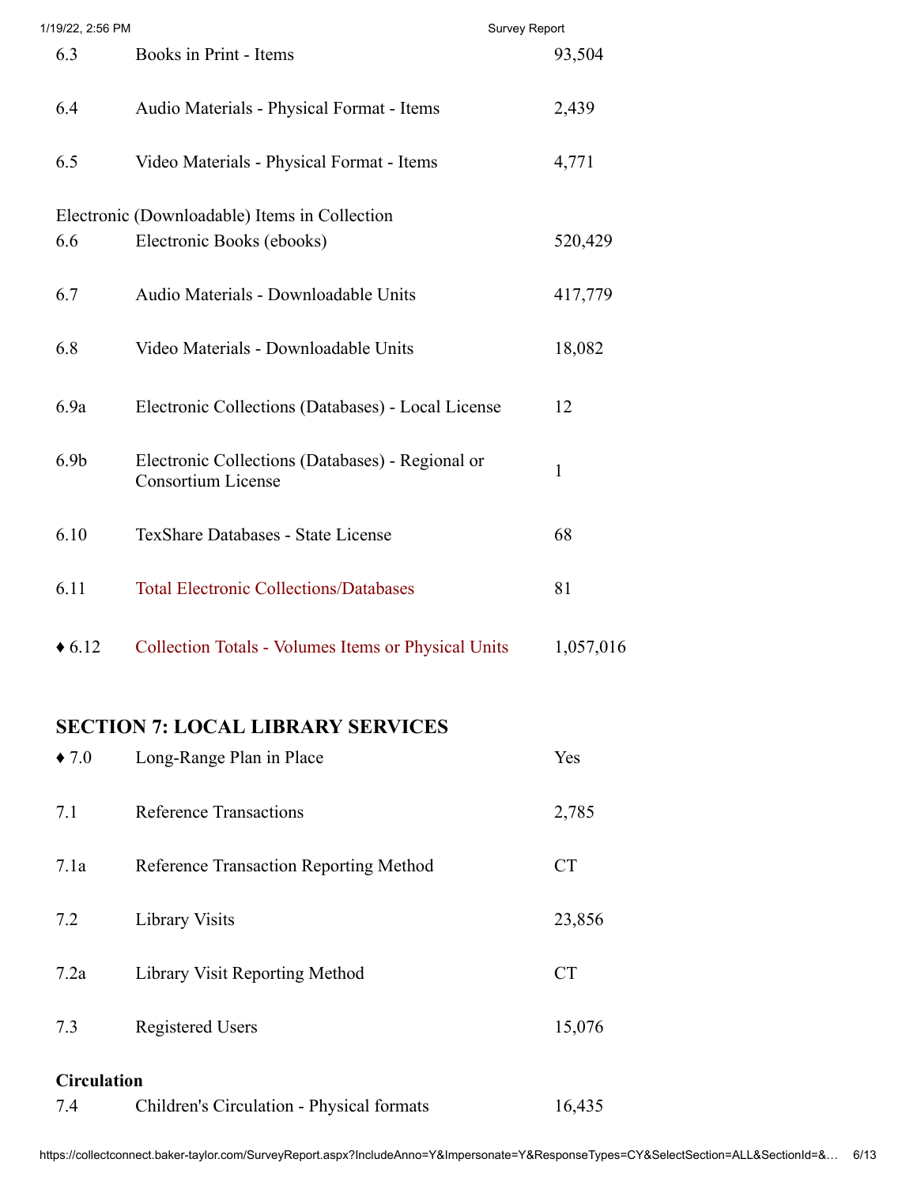| | | |
|---|---|---|
| 6.3 | Books in Print - Items | 93,504 |
| 6.4 | Audio Materials - Physical Format - Items | 2,439 |
| 6.5 | Video Materials - Physical Format - Items | 4,771 |
| Electronic (Downloadable) Items in Collection | | |
| 6.6 | Electronic Books (ebooks) | 520,429 |
| 6.7 | Audio Materials - Downloadable Units | 417,779 |
| 6.8 | Video Materials - Downloadable Units | 18,082 |
| 6.9a | Electronic Collections (Databases) - Local License | 12 |
| 6.9b | Electronic Collections (Databases) - Regional or Consortium License | 1 |
| 6.10 | TexShare Databases - State License | 68 |
| 6.11 | Total Electronic Collections/Databases | 81 |
| ♦ 6.12 | Collection Totals - Volumes Items or Physical Units | 1,057,016 |

## SECTION 7: LOCAL LIBRARY SERVICES

| | | |
|---|---|---|
| ♦ 7.0 | Long-Range Plan in Place | Yes |
| 7.1 | Reference Transactions | 2,785 |
| 7.1a | Reference Transaction Reporting Method | CT |
| 7.2 | Library Visits | 23,856 |
| 7.2a | Library Visit Reporting Method | CT |
| 7.3 | Registered Users | 15,076 |
| **Circulation** | | |
| 7.4 | Children's Circulation - Physical formats | 16,435 |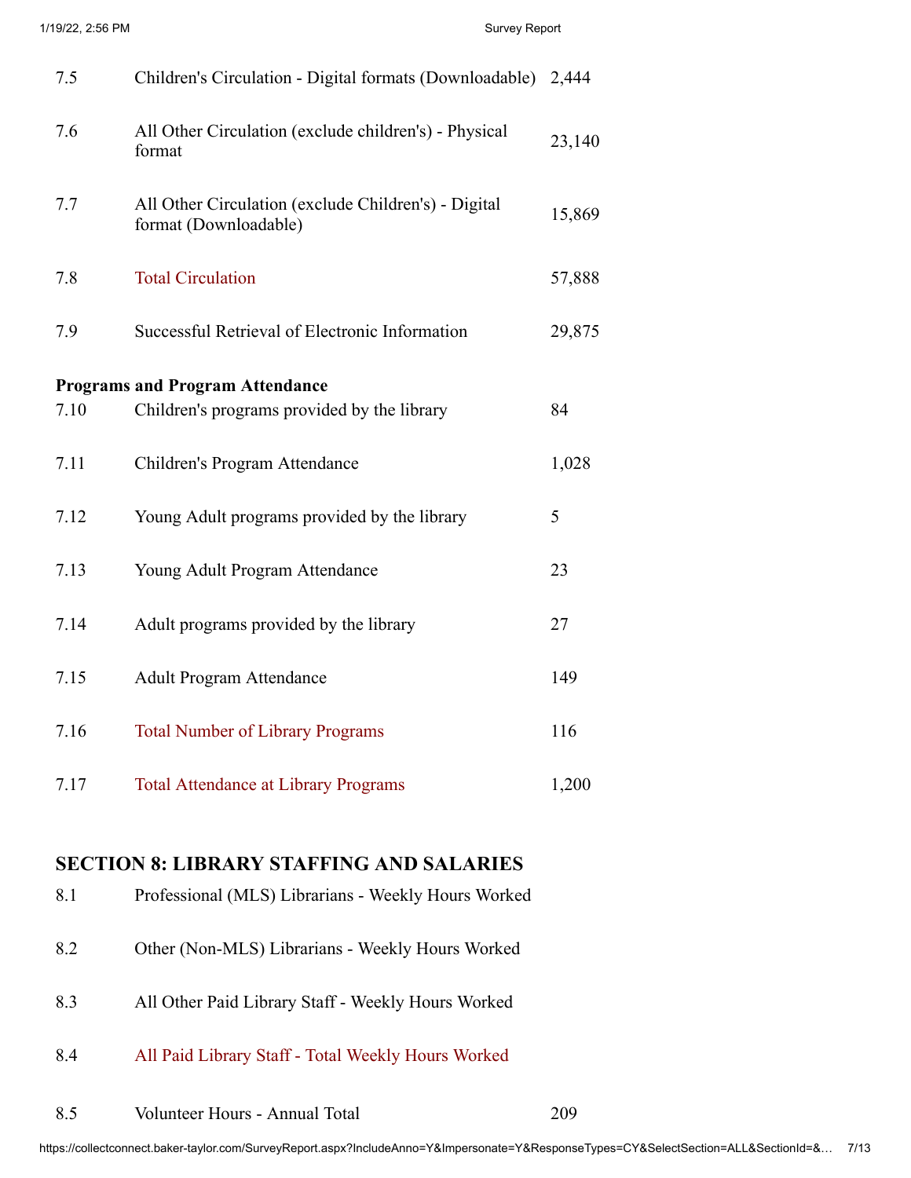| | | |
|---|---|---|
| 7.5 | Children's Circulation - Digital formats (Downloadable) | 2,444 |
| 7.6 | All Other Circulation (exclude children's) - Physical format | 23,140 |
| 7.7 | All Other Circulation (exclude Children's) - Digital format (Downloadable) | 15,869 |
| 7.8 | Total Circulation | 57,888 |
| 7.9 | Successful Retrieval of Electronic Information | 29,875 |

**Programs and Program Attendance**

| | | |
|---|---|---|
| 7.10 | Children's programs provided by the library | 84 |
| 7.11 | Children's Program Attendance | 1,028 |
| 7.12 | Young Adult programs provided by the library | 5 |
| 7.13 | Young Adult Program Attendance | 23 |
| 7.14 | Adult programs provided by the library | 27 |
| 7.15 | Adult Program Attendance | 149 |
| 7.16 | Total Number of Library Programs | 116 |
| 7.17 | Total Attendance at Library Programs | 1,200 |

## SECTION 8: LIBRARY STAFFING AND SALARIES

| | | |
|---|---|---|
| 8.1 | Professional (MLS) Librarians - Weekly Hours Worked | |
| 8.2 | Other (Non-MLS) Librarians - Weekly Hours Worked | |
| 8.3 | All Other Paid Library Staff - Weekly Hours Worked | |
| 8.4 | All Paid Library Staff - Total Weekly Hours Worked | |
| 8.5 | Volunteer Hours - Annual Total | 209 |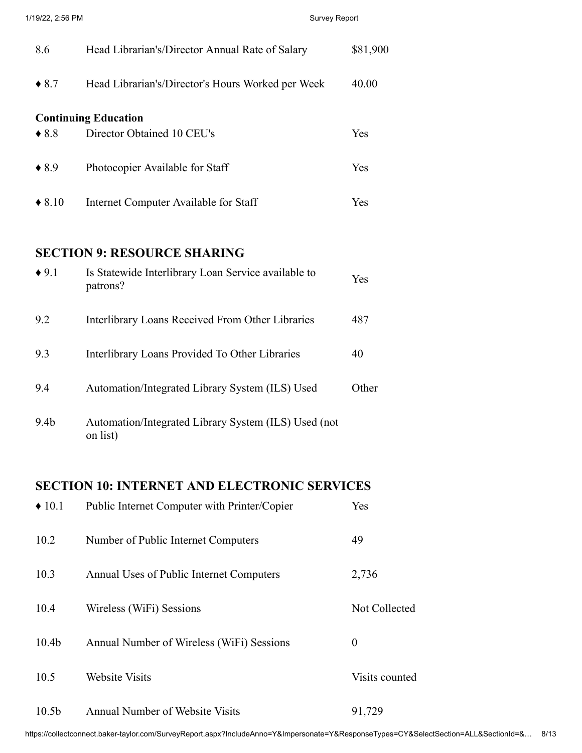| | | |
|---|---|---|
| 8.6 | Head Librarian's/Director Annual Rate of Salary | $81,900 |
| ♦ 8.7 | Head Librarian's/Director's Hours Worked per Week | 40.00 |

**Continuing Education**

| | | |
|---|---|---|
| ♦ 8.8 | Director Obtained 10 CEU's | Yes |
| ♦ 8.9 | Photocopier Available for Staff | Yes |
| ♦ 8.10 | Internet Computer Available for Staff | Yes |

## SECTION 9: RESOURCE SHARING

| | | |
|---|---|---|
| ♦ 9.1 | Is Statewide Interlibrary Loan Service available to patrons? | Yes |
| 9.2 | Interlibrary Loans Received From Other Libraries | 487 |
| 9.3 | Interlibrary Loans Provided To Other Libraries | 40 |
| 9.4 | Automation/Integrated Library System (ILS) Used | Other |
| 9.4b | Automation/Integrated Library System (ILS) Used (not on list) | |

## SECTION 10: INTERNET AND ELECTRONIC SERVICES

| | | |
|---|---|---|
| ♦ 10.1 | Public Internet Computer with Printer/Copier | Yes |
| 10.2 | Number of Public Internet Computers | 49 |
| 10.3 | Annual Uses of Public Internet Computers | 2,736 |
| 10.4 | Wireless (WiFi) Sessions | Not Collected |
| 10.4b | Annual Number of Wireless (WiFi) Sessions | 0 |
| 10.5 | Website Visits | Visits counted |
| 10.5b | Annual Number of Website Visits | 91,729 |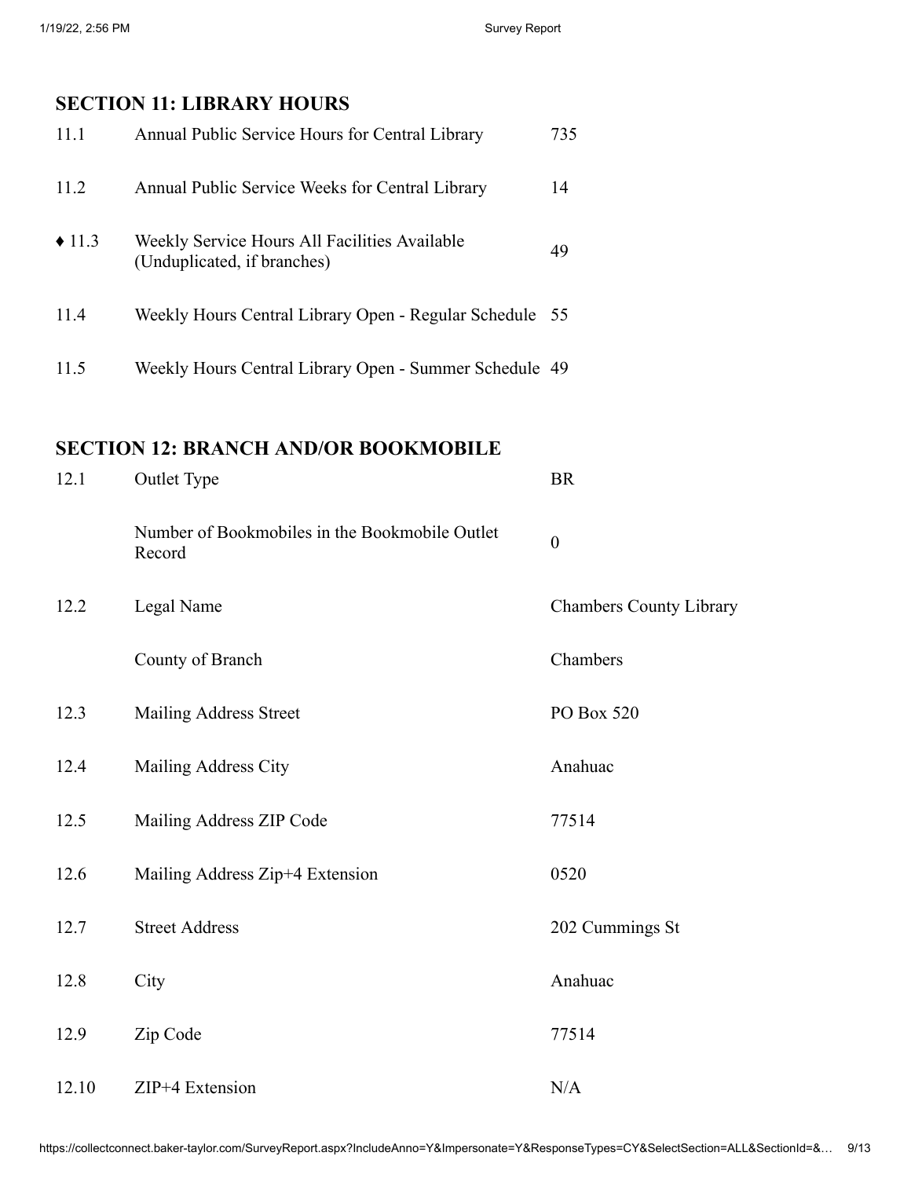## SECTION 11: LIBRARY HOURS

| | | |
|---|---|---|
| 11.1 | Annual Public Service Hours for Central Library | 735 |
| 11.2 | Annual Public Service Weeks for Central Library | 14 |
| ♦ 11.3 | Weekly Service Hours All Facilities Available (Unduplicated, if branches) | 49 |
| 11.4 | Weekly Hours Central Library Open - Regular Schedule | 55 |
| 11.5 | Weekly Hours Central Library Open - Summer Schedule | 49 |

## SECTION 12: BRANCH AND/OR BOOKMOBILE

| | | |
|---|---|---|
| 12.1 | Outlet Type | BR |
| | Number of Bookmobiles in the Bookmobile Outlet Record | 0 |
| 12.2 | Legal Name | Chambers County Library |
| | County of Branch | Chambers |
| 12.3 | Mailing Address Street | PO Box 520 |
| 12.4 | Mailing Address City | Anahuac |
| 12.5 | Mailing Address ZIP Code | 77514 |
| 12.6 | Mailing Address Zip+4 Extension | 0520 |
| 12.7 | Street Address | 202 Cummings St |
| 12.8 | City | Anahuac |
| 12.9 | Zip Code | 77514 |
| 12.10 | ZIP+4 Extension | N/A |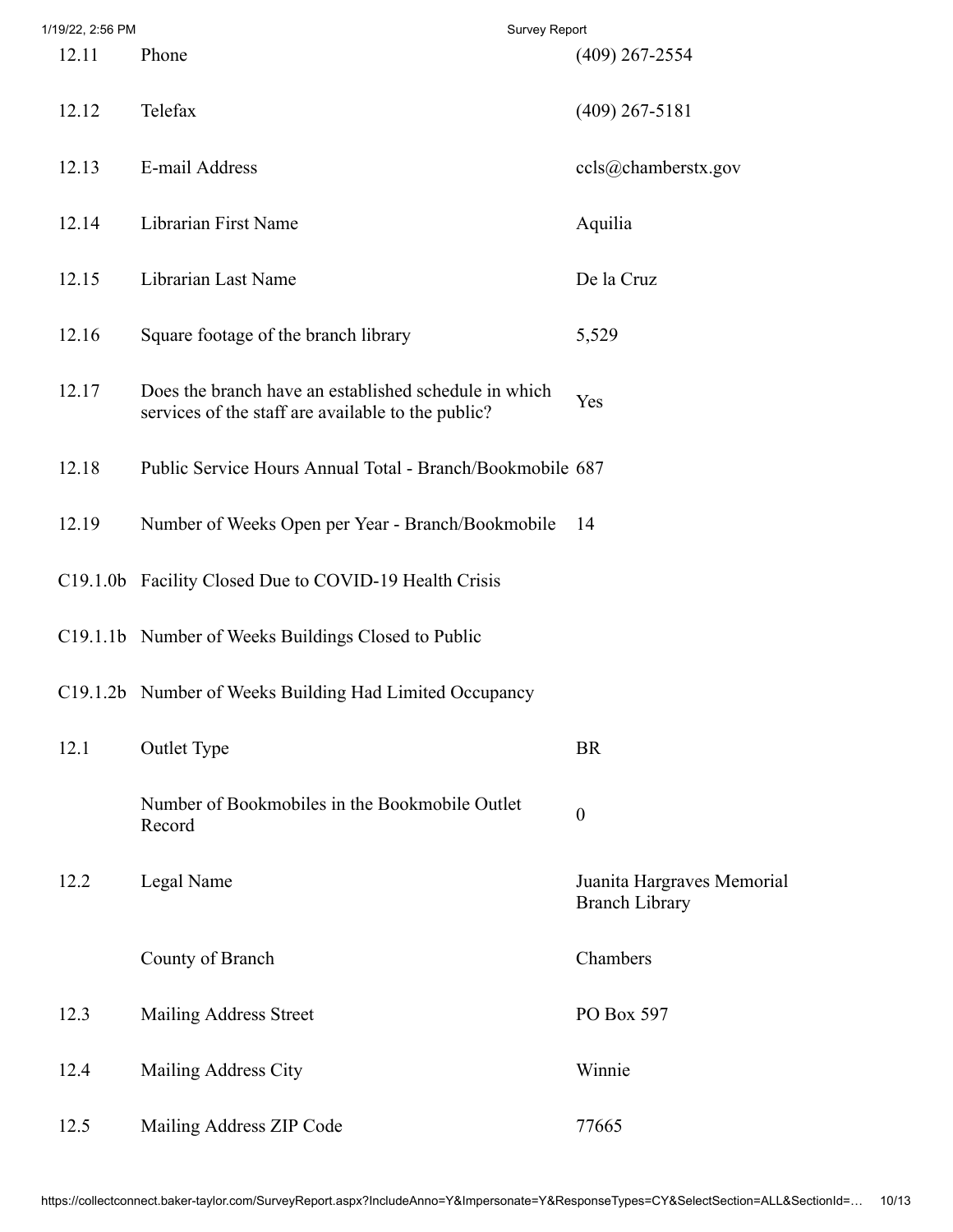| | | |
|---|---|---|
| 12.11 | Phone | (409) 267-2554 |
| 12.12 | Telefax | (409) 267-5181 |
| 12.13 | E-mail Address | ccls@chamberstx.gov |
| 12.14 | Librarian First Name | Aquilia |
| 12.15 | Librarian Last Name | De la Cruz |
| 12.16 | Square footage of the branch library | 5,529 |
| 12.17 | Does the branch have an established schedule in which services of the staff are available to the public? | Yes |
| 12.18 | Public Service Hours Annual Total - Branch/Bookmobile | 687 |
| 12.19 | Number of Weeks Open per Year - Branch/Bookmobile | 14 |
| C19.1.0b | Facility Closed Due to COVID-19 Health Crisis | |
| C19.1.1b | Number of Weeks Buildings Closed to Public | |
| C19.1.2b | Number of Weeks Building Had Limited Occupancy | |
| 12.1 | Outlet Type | BR |
| | Number of Bookmobiles in the Bookmobile Outlet Record | 0 |
| 12.2 | Legal Name | Juanita Hargraves Memorial Branch Library |
| | County of Branch | Chambers |
| 12.3 | Mailing Address Street | PO Box 597 |
| 12.4 | Mailing Address City | Winnie |
| 12.5 | Mailing Address ZIP Code | 77665 |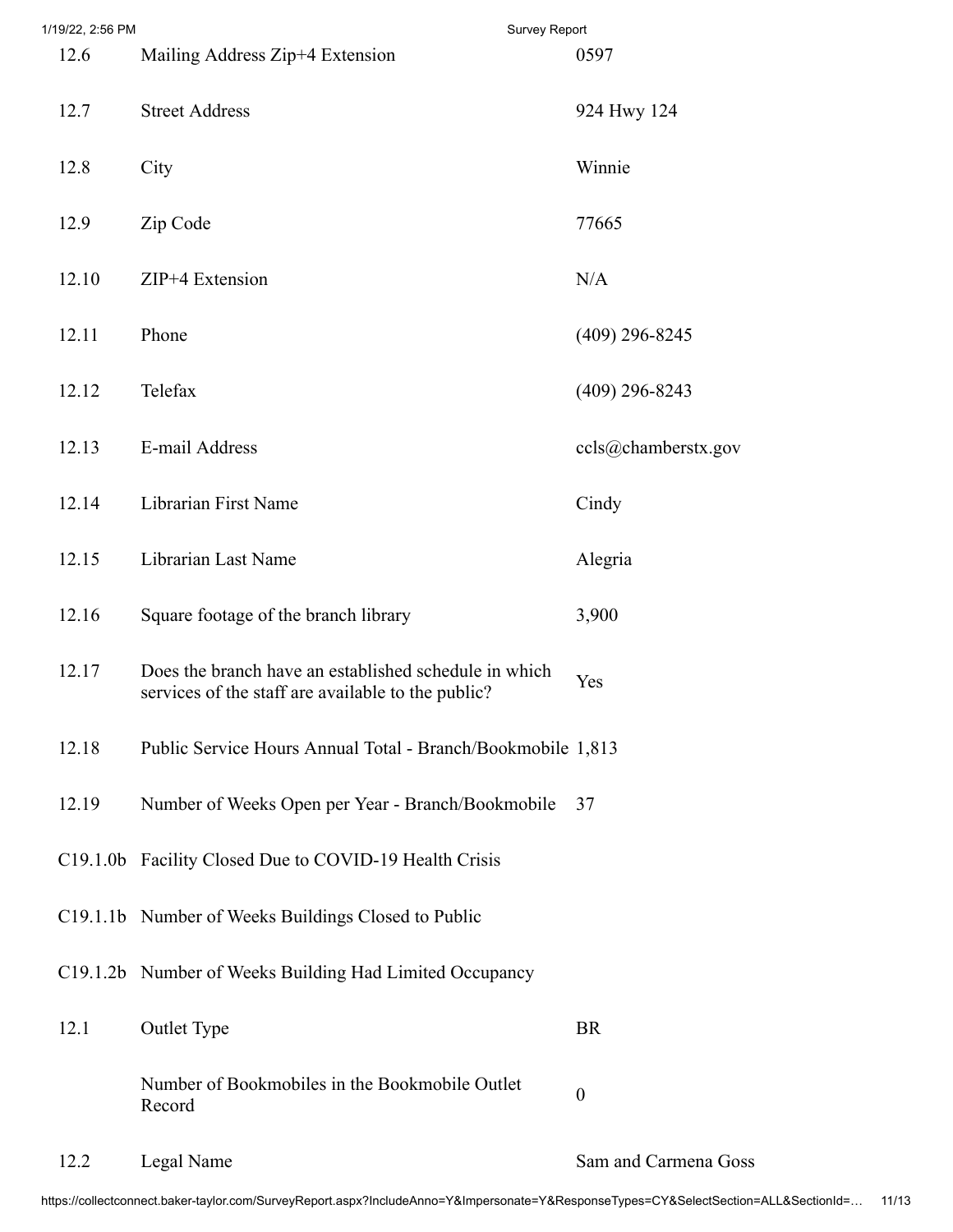| | | |
|---|---|---|
| 12.6 | Mailing Address Zip+4 Extension | 0597 |
| 12.7 | Street Address | 924 Hwy 124 |
| 12.8 | City | Winnie |
| 12.9 | Zip Code | 77665 |
| 12.10 | ZIP+4 Extension | N/A |
| 12.11 | Phone | (409) 296-8245 |
| 12.12 | Telefax | (409) 296-8243 |
| 12.13 | E-mail Address | ccls@chamberstx.gov |
| 12.14 | Librarian First Name | Cindy |
| 12.15 | Librarian Last Name | Alegria |
| 12.16 | Square footage of the branch library | 3,900 |
| 12.17 | Does the branch have an established schedule in which services of the staff are available to the public? | Yes |
| 12.18 | Public Service Hours Annual Total - Branch/Bookmobile | 1,813 |
| 12.19 | Number of Weeks Open per Year - Branch/Bookmobile | 37 |
| C19.1.0b | Facility Closed Due to COVID-19 Health Crisis | |
| C19.1.1b | Number of Weeks Buildings Closed to Public | |
| C19.1.2b | Number of Weeks Building Had Limited Occupancy | |
| 12.1 | Outlet Type | BR |
| | Number of Bookmobiles in the Bookmobile Outlet Record | 0 |
| 12.2 | Legal Name | Sam and Carmena Goss |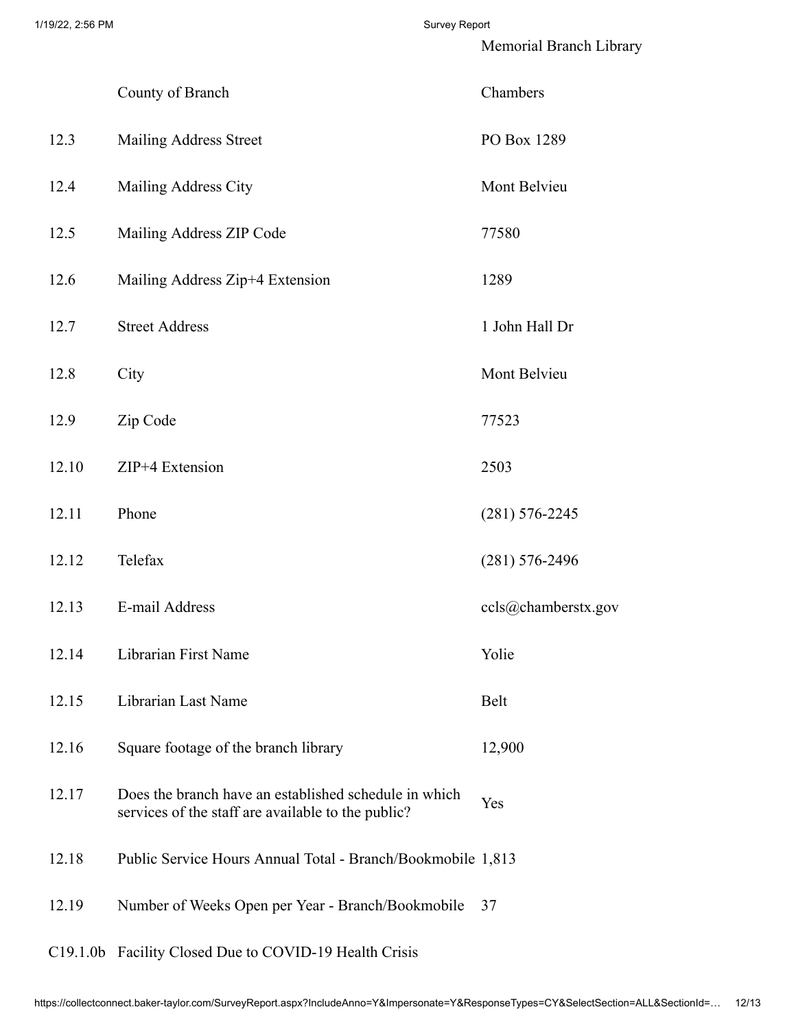| | | Memorial Branch Library |
|---|---|---|
| | County of Branch | Chambers |
| 12.3 | Mailing Address Street | PO Box 1289 |
| 12.4 | Mailing Address City | Mont Belvieu |
| 12.5 | Mailing Address ZIP Code | 77580 |
| 12.6 | Mailing Address Zip+4 Extension | 1289 |
| 12.7 | Street Address | 1 John Hall Dr |
| 12.8 | City | Mont Belvieu |
| 12.9 | Zip Code | 77523 |
| 12.10 | ZIP+4 Extension | 2503 |
| 12.11 | Phone | (281) 576-2245 |
| 12.12 | Telefax | (281) 576-2496 |
| 12.13 | E-mail Address | ccls@chamberstx.gov |
| 12.14 | Librarian First Name | Yolie |
| 12.15 | Librarian Last Name | Belt |
| 12.16 | Square footage of the branch library | 12,900 |
| 12.17 | Does the branch have an established schedule in which services of the staff are available to the public? | Yes |
| 12.18 | Public Service Hours Annual Total - Branch/Bookmobile | 1,813 |
| 12.19 | Number of Weeks Open per Year - Branch/Bookmobile | 37 |
| C19.1.0b | Facility Closed Due to COVID-19 Health Crisis | |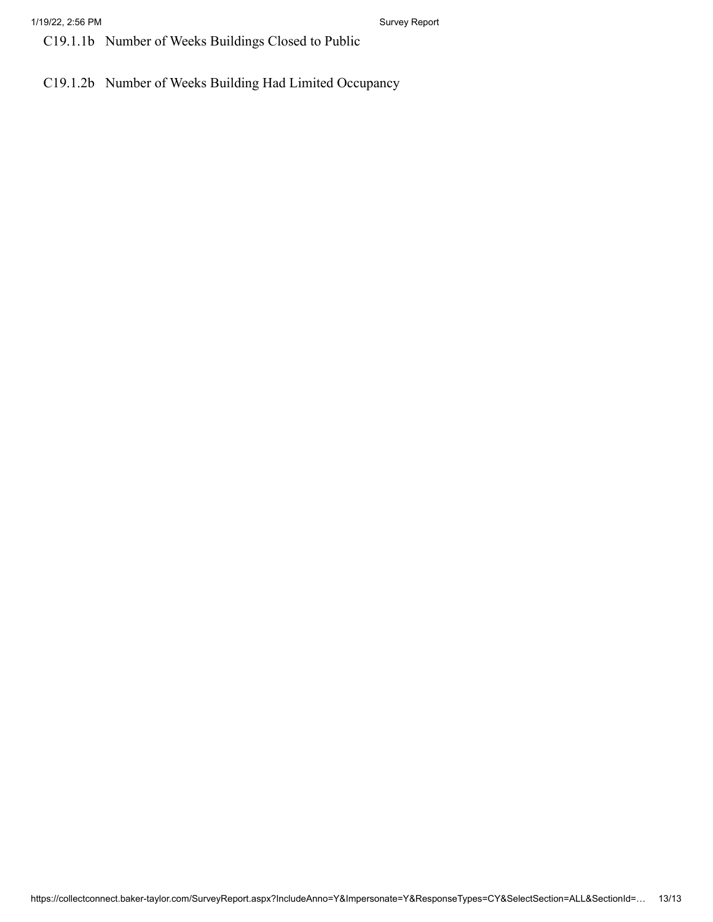C19.1.1b Number of Weeks Buildings Closed to Public

C19.1.2b Number of Weeks Building Had Limited Occupancy